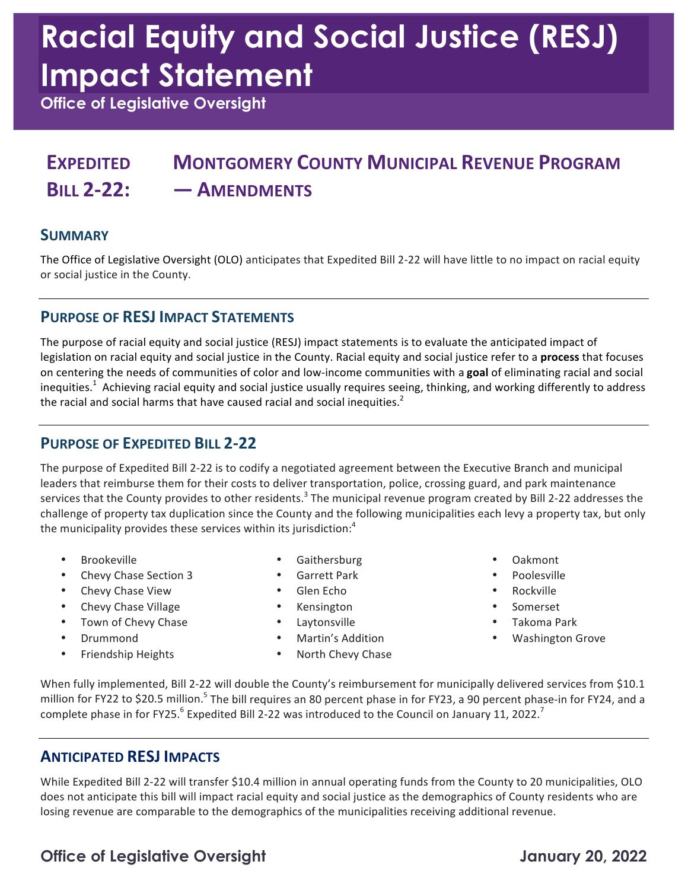# Racial Equity and Social Justice (RESJ) Impact Statement

**Office of Legislative Oversight**

## Expedited Bill 2-22: Montgomery County Municipal Revenue Program — Amendments

### Summary

The Office of Legislative Oversight (OLO) anticipates that Expedited Bill 2-22 will have little to no impact on racial equity or social justice in the County.

### Purpose of RESJ Impact Statements

The purpose of racial equity and social justice (RESJ) impact statements is to evaluate the anticipated impact of legislation on racial equity and social justice in the County. Racial equity and social justice refer to a **process** that focuses on centering the needs of communities of color and low-income communities with a **goal** of eliminating racial and social inequities.[1] Achieving racial equity and social justice usually requires seeing, thinking, and working differently to address the racial and social harms that have caused racial and social inequities.[2]

### Purpose of Expedited Bill 2-22

The purpose of Expedited Bill 2-22 is to codify a negotiated agreement between the Executive Branch and municipal leaders that reimburse them for their costs to deliver transportation, police, crossing guard, and park maintenance services that the County provides to other residents.[3] The municipal revenue program created by Bill 2-22 addresses the challenge of property tax duplication since the County and the following municipalities each levy a property tax, but only the municipality provides these services within its jurisdiction:[4]

- Brookeville
- Chevy Chase Section 3
- Chevy Chase View
- Chevy Chase Village
- Town of Chevy Chase
- Drummond
- Friendship Heights
- Gaithersburg
- Garrett Park
- Glen Echo
- Kensington
- Laytonsville
- Martin's Addition
- North Chevy Chase
- Oakmont
- Poolesville
- Rockville
- Somerset
- Takoma Park
- Washington Grove

When fully implemented, Bill 2-22 will double the County's reimbursement for municipally delivered services from $10.1 million for FY22 to $20.5 million.[5] The bill requires an 80 percent phase in for FY23, a 90 percent phase-in for FY24, and a complete phase in for FY25.[6] Expedited Bill 2-22 was introduced to the Council on January 11, 2022.[7]

### Anticipated RESJ Impacts

While Expedited Bill 2-22 will transfer $10.4 million in annual operating funds from the County to 20 municipalities, OLO does not anticipate this bill will impact racial equity and social justice as the demographics of County residents who are losing revenue are comparable to the demographics of the municipalities receiving additional revenue.

**Office of Legislative Oversight** — **January 20, 2022**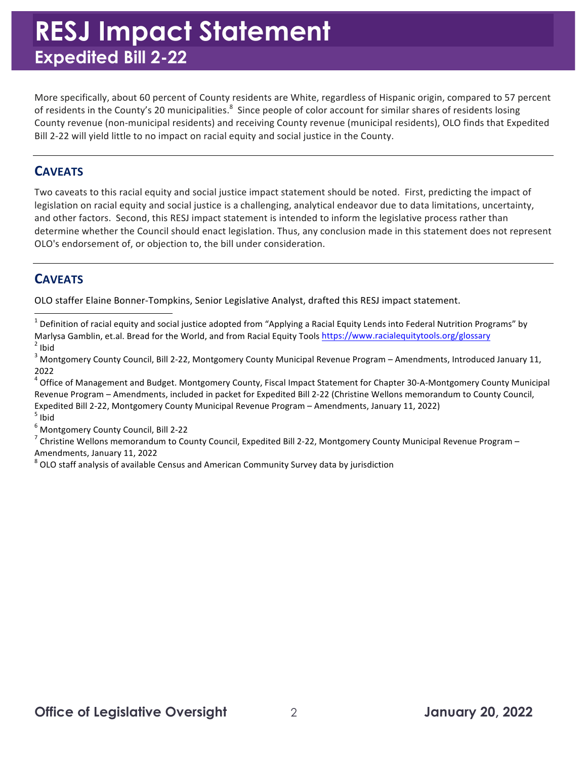More specifically, about 60 percent of County residents are White, regardless of Hispanic origin, compared to 57 percent of residents in the County's 20 municipalities.[8] Since people of color account for similar shares of residents losing County revenue (non-municipal residents) and receiving County revenue (municipal residents), OLO finds that Expedited Bill 2-22 will yield little to no impact on racial equity and social justice in the County.

## CAVEATS

Two caveats to this racial equity and social justice impact statement should be noted. First, predicting the impact of legislation on racial equity and social justice is a challenging, analytical endeavor due to data limitations, uncertainty, and other factors. Second, this RESJ impact statement is intended to inform the legislative process rather than determine whether the Council should enact legislation. Thus, any conclusion made in this statement does not represent OLO's endorsement of, or objection to, the bill under consideration.

## CAVEATS

OLO staffer Elaine Bonner-Tompkins, Senior Legislative Analyst, drafted this RESJ impact statement.

---

[1] Definition of racial equity and social justice adopted from "Applying a Racial Equity Lends into Federal Nutrition Programs" by Marlysa Gamblin, et.al. Bread for the World, and from Racial Equity Tools https://www.racialequitytools.org/glossary

[2] Ibid

[3] Montgomery County Council, Bill 2-22, Montgomery County Municipal Revenue Program – Amendments, Introduced January 11, 2022

[4] Office of Management and Budget. Montgomery County, Fiscal Impact Statement for Chapter 30-A-Montgomery County Municipal Revenue Program – Amendments, included in packet for Expedited Bill 2-22 (Christine Wellons memorandum to County Council, Expedited Bill 2-22, Montgomery County Municipal Revenue Program – Amendments, January 11, 2022)

[5] Ibid

[6] Montgomery County Council, Bill 2-22

[7] Christine Wellons memorandum to County Council, Expedited Bill 2-22, Montgomery County Municipal Revenue Program – Amendments, January 11, 2022

[8] OLO staff analysis of available Census and American Community Survey data by jurisdiction